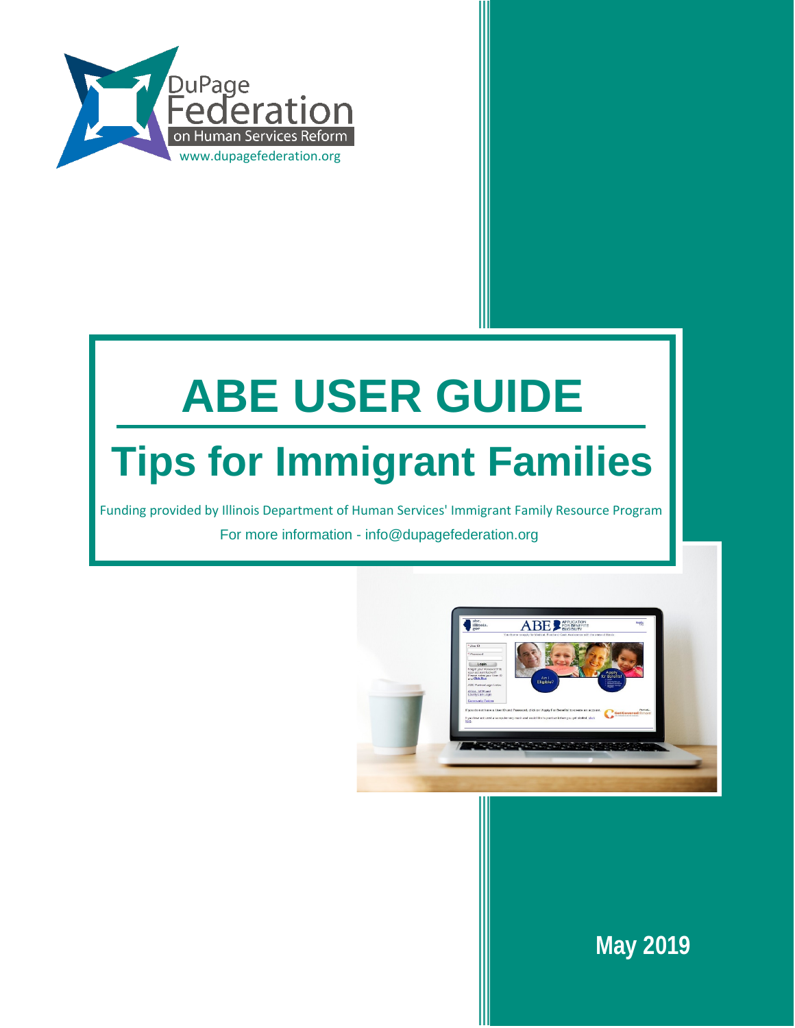DuPage Federation on Human Services Reform

www.dupagefederation.org

# ABE USER GUIDE

## Tips for Immigrant Families

Funding provided by Illinois Department of Human Services' Immigrant Family Resource Program

For more information - info@dupagefederation.org

May 2019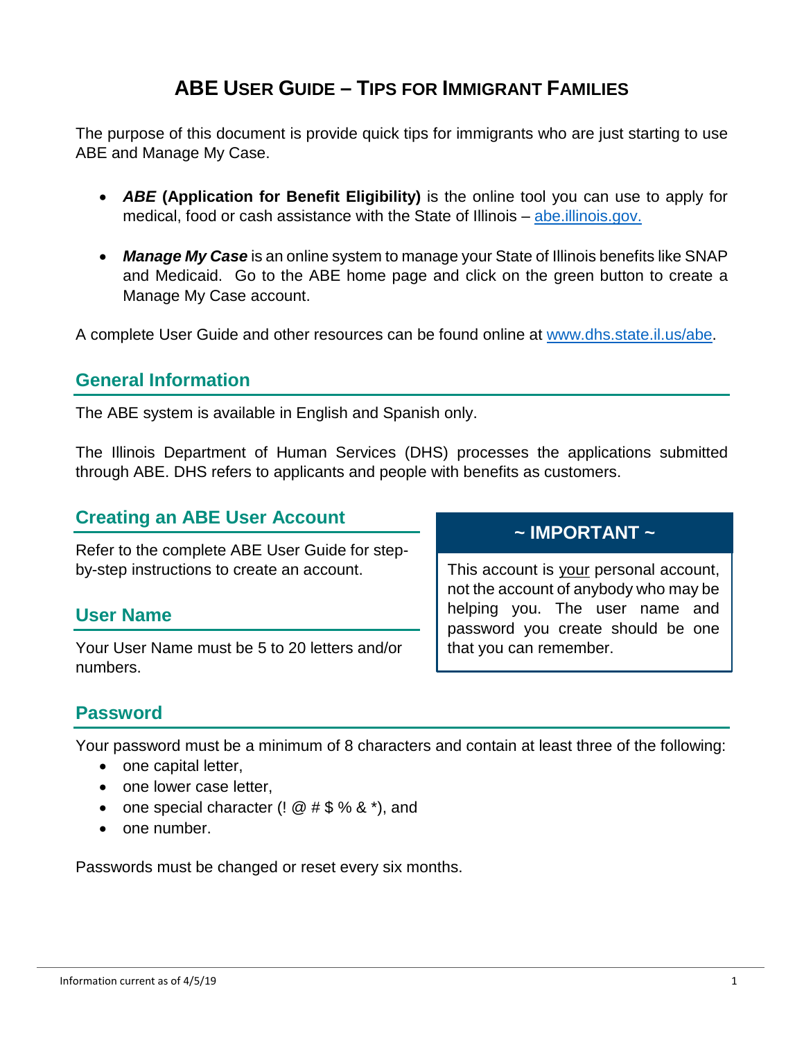# ABE USER GUIDE – TIPS FOR IMMIGRANT FAMILIES

The purpose of this document is provide quick tips for immigrants who are just starting to use ABE and Manage My Case.

- ***ABE* (Application for Benefit Eligibility)** is the online tool you can use to apply for medical, food or cash assistance with the State of Illinois – [abe.illinois.gov.](abe.illinois.gov)

- ***Manage My Case*** is an online system to manage your State of Illinois benefits like SNAP and Medicaid. Go to the ABE home page and click on the green button to create a Manage My Case account.

A complete User Guide and other resources can be found online at [www.dhs.state.il.us/abe](www.dhs.state.il.us/abe).

## General Information

The ABE system is available in English and Spanish only.

The Illinois Department of Human Services (DHS) processes the applications submitted through ABE. DHS refers to applicants and people with benefits as customers.

## Creating an ABE User Account

Refer to the complete ABE User Guide for step-by-step instructions to create an account.

> **~ IMPORTANT ~**
>
> This account is <u>your</u> personal account, not the account of anybody who may be helping you. The user name and password you create should be one that you can remember.

## User Name

Your User Name must be 5 to 20 letters and/or numbers.

## Password

Your password must be a minimum of 8 characters and contain at least three of the following:

- one capital letter,
- one lower case letter,
- one special character (! @ # $ % & *), and
- one number.

Passwords must be changed or reset every six months.

Information current as of 4/5/19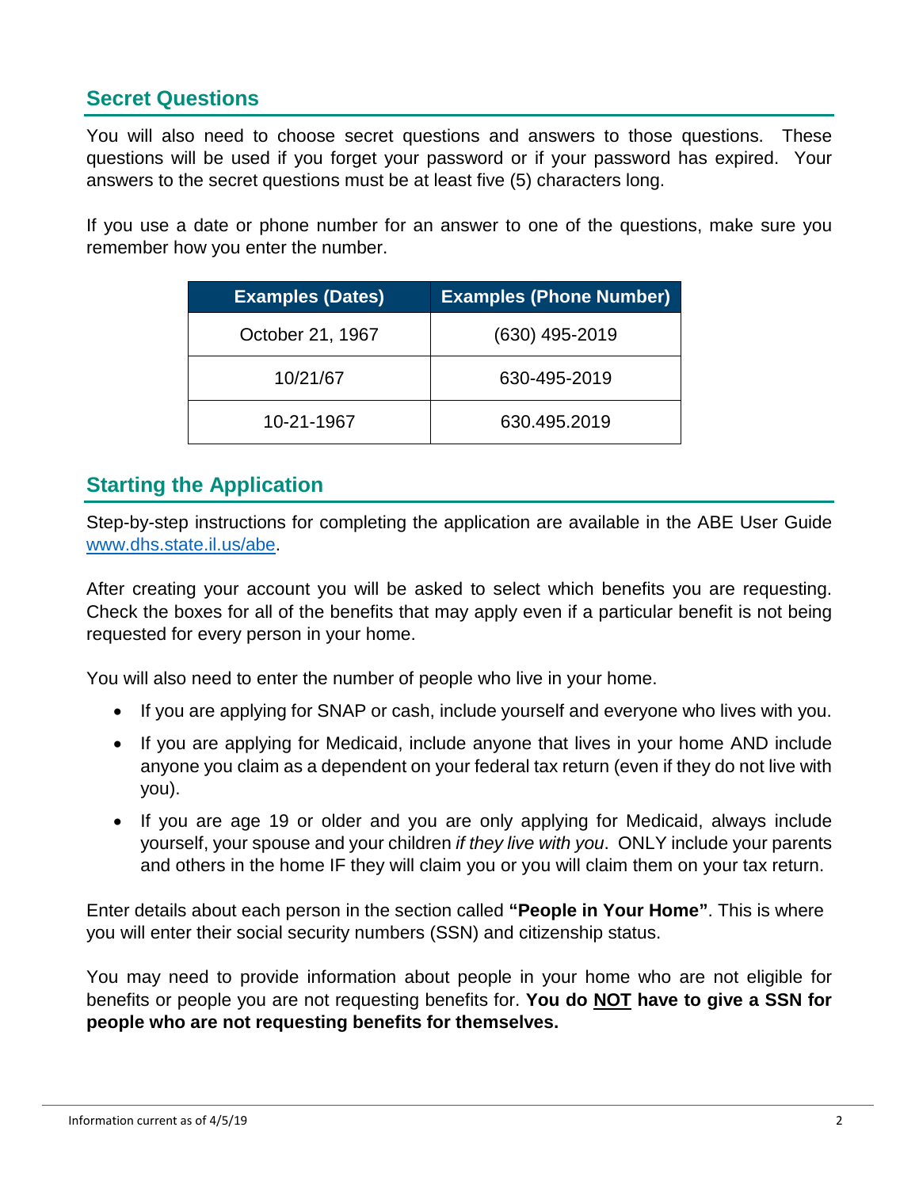## Secret Questions

You will also need to choose secret questions and answers to those questions. These questions will be used if you forget your password or if your password has expired. Your answers to the secret questions must be at least five (5) characters long.

If you use a date or phone number for an answer to one of the questions, make sure you remember how you enter the number.

| Examples (Dates) | Examples (Phone Number) |
|---|---|
| October 21, 1967 | (630) 495-2019 |
| 10/21/67 | 630-495-2019 |
| 10-21-1967 | 630.495.2019 |

## Starting the Application

Step-by-step instructions for completing the application are available in the ABE User Guide [www.dhs.state.il.us/abe](http://www.dhs.state.il.us/abe).

After creating your account you will be asked to select which benefits you are requesting. Check the boxes for all of the benefits that may apply even if a particular benefit is not being requested for every person in your home.

You will also need to enter the number of people who live in your home.

- If you are applying for SNAP or cash, include yourself and everyone who lives with you.
- If you are applying for Medicaid, include anyone that lives in your home AND include anyone you claim as a dependent on your federal tax return (even if they do not live with you).
- If you are age 19 or older and you are only applying for Medicaid, always include yourself, your spouse and your children *if they live with you*. ONLY include your parents and others in the home IF they will claim you or you will claim them on your tax return.

Enter details about each person in the section called **"People in Your Home"**. This is where you will enter their social security numbers (SSN) and citizenship status.

You may need to provide information about people in your home who are not eligible for benefits or people you are not requesting benefits for. **You do <u>NOT</u> have to give a SSN for people who are not requesting benefits for themselves.**

Information current as of 4/5/19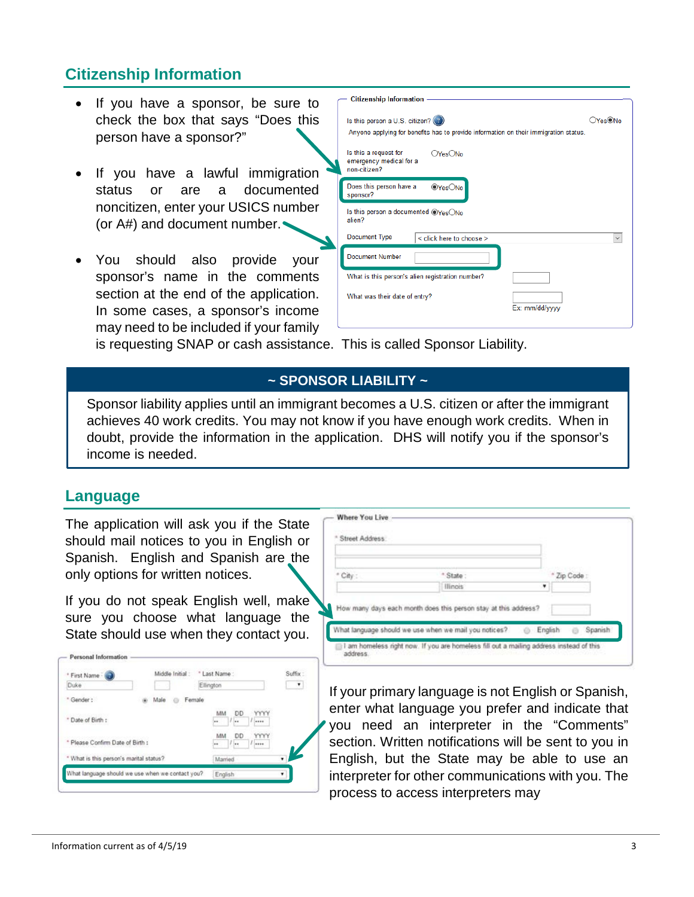## Citizenship Information

- If you have a sponsor, be sure to check the box that says "Does this person have a sponsor?"
- If you have a lawful immigration status or are a documented noncitizen, enter your USICS number (or A#) and document number.
- You should also provide your sponsor's name in the comments section at the end of the application. In some cases, a sponsor's income may need to be included if your family is requesting SNAP or cash assistance. This is called Sponsor Liability.

| ~ SPONSOR LIABILITY ~ |
|---|
| Sponsor liability applies until an immigrant becomes a U.S. citizen or after the immigrant achieves 40 work credits. You may not know if you have enough work credits. When in doubt, provide the information in the application. DHS will notify you if the sponsor's income is needed. |

## Language

The application will ask you if the State should mail notices to you in English or Spanish. English and Spanish are the only options for written notices.

If you do not speak English well, make sure you choose what language the State should use when they contact you.

If your primary language is not English or Spanish, enter what language you prefer and indicate that you need an interpreter in the "Comments" section. Written notifications will be sent to you in English, but the State may be able to use an interpreter for other communications with you. The process to access interpreters may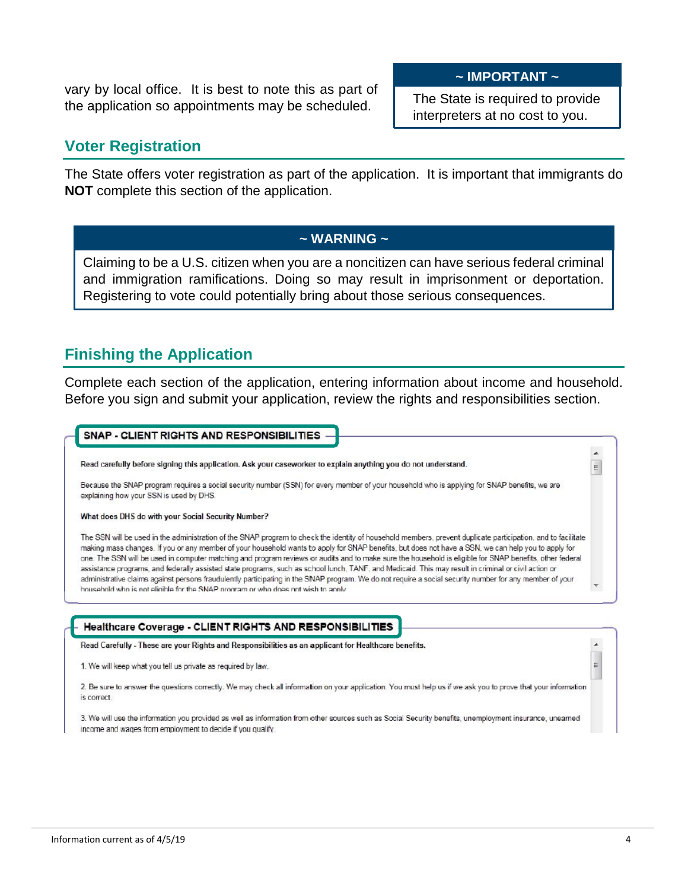vary by local office. It is best to note this as part of the application so appointments may be scheduled.

> **~ IMPORTANT ~**
>
> The State is required to provide interpreters at no cost to you.

## Voter Registration

The State offers voter registration as part of the application. It is important that immigrants do **NOT** complete this section of the application.

> **~ WARNING ~**
>
> Claiming to be a U.S. citizen when you are a noncitizen can have serious federal criminal and immigration ramifications. Doing so may result in imprisonment or deportation. Registering to vote could potentially bring about those serious consequences.

## Finishing the Application

Complete each section of the application, entering information about income and household. Before you sign and submit your application, review the rights and responsibilities section.

**SNAP - CLIENT RIGHTS AND RESPONSIBILITIES**

Read carefully before signing this application. Ask your caseworker to explain anything you do not understand.

Because the SNAP program requires a social security number (SSN) for every member of your household who is applying for SNAP benefits, we are explaining how your SSN is used by DHS.

**What does DHS do with your Social Security Number?**

The SSN will be used in the administration of the SNAP program to check the identity of household members, prevent duplicate participation, and to facilitate making mass changes. If you or any member of your household wants to apply for SNAP benefits, but does not have a SSN, we can help you to apply for one. The SSN will be used in computer matching and program reviews or audits and to make sure the household is eligible for SNAP benefits, other federal assistance programs, and federally assisted state programs, such as school lunch, TANF, and Medicaid. This may result in criminal or civil action or administrative claims against persons fraudulently participating in the SNAP program. We do not require a social security number for any member of your household who is not eligible for the SNAP program or who does not wish to apply

**Healthcare Coverage - CLIENT RIGHTS AND RESPONSIBILITIES**

Read Carefully - These are your Rights and Responsibilities as an applicant for Healthcare benefits.

1. We will keep what you tell us private as required by law.

2. Be sure to answer the questions correctly. We may check all information on your application. You must help us if we ask you to prove that your information is correct.

3. We will use the information you provided as well as information from other sources such as Social Security benefits, unemployment insurance, unearned income and wages from employment to decide if you qualify.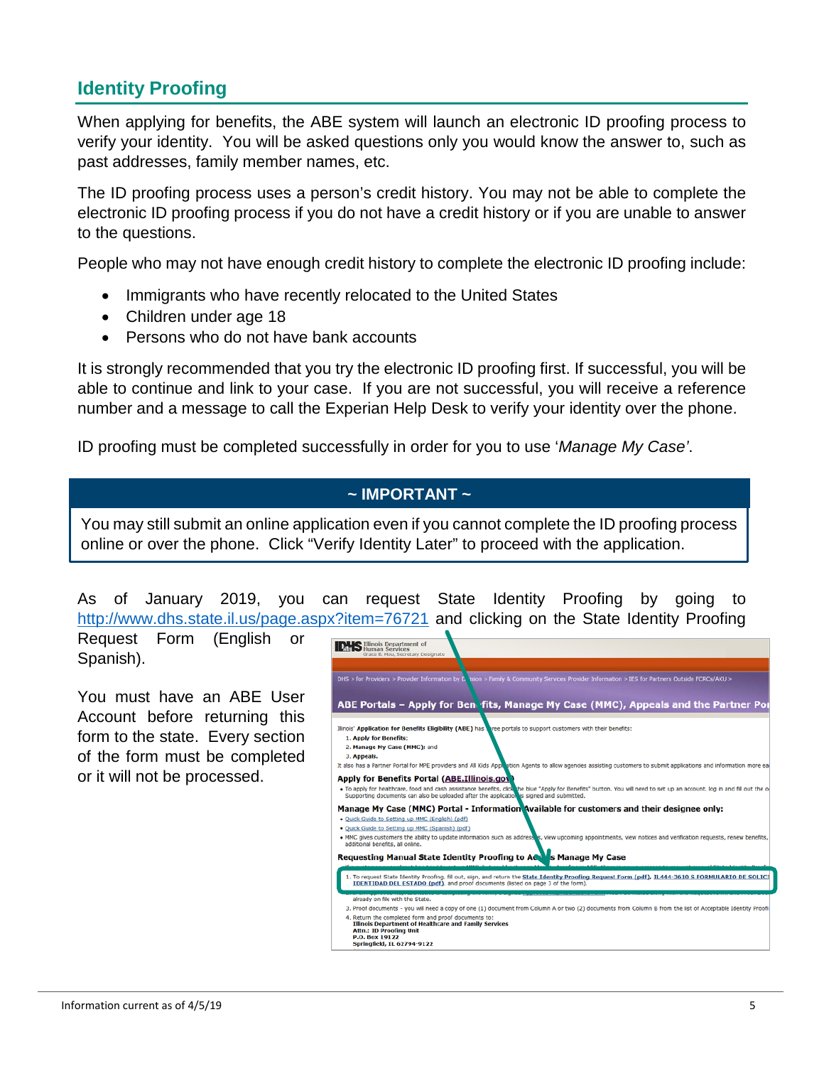## Identity Proofing

When applying for benefits, the ABE system will launch an electronic ID proofing process to verify your identity. You will be asked questions only you would know the answer to, such as past addresses, family member names, etc.

The ID proofing process uses a person's credit history. You may not be able to complete the electronic ID proofing process if you do not have a credit history or if you are unable to answer to the questions.

People who may not have enough credit history to complete the electronic ID proofing include:

- Immigrants who have recently relocated to the United States
- Children under age 18
- Persons who do not have bank accounts

It is strongly recommended that you try the electronic ID proofing first. If successful, you will be able to continue and link to your case. If you are not successful, you will receive a reference number and a message to call the Experian Help Desk to verify your identity over the phone.

ID proofing must be completed successfully in order for you to use '*Manage My Case*'.

**~ IMPORTANT ~**

You may still submit an online application even if you cannot complete the ID proofing process online or over the phone. Click "Verify Identity Later" to proceed with the application.

As of January 2019, you can request State Identity Proofing by going to http://www.dhs.state.il.us/page.aspx?item=76721 and clicking on the State Identity Proofing Request Form (English or Spanish).

You must have an ABE User Account before returning this form to the state. Every section of the form must be completed or it will not be processed.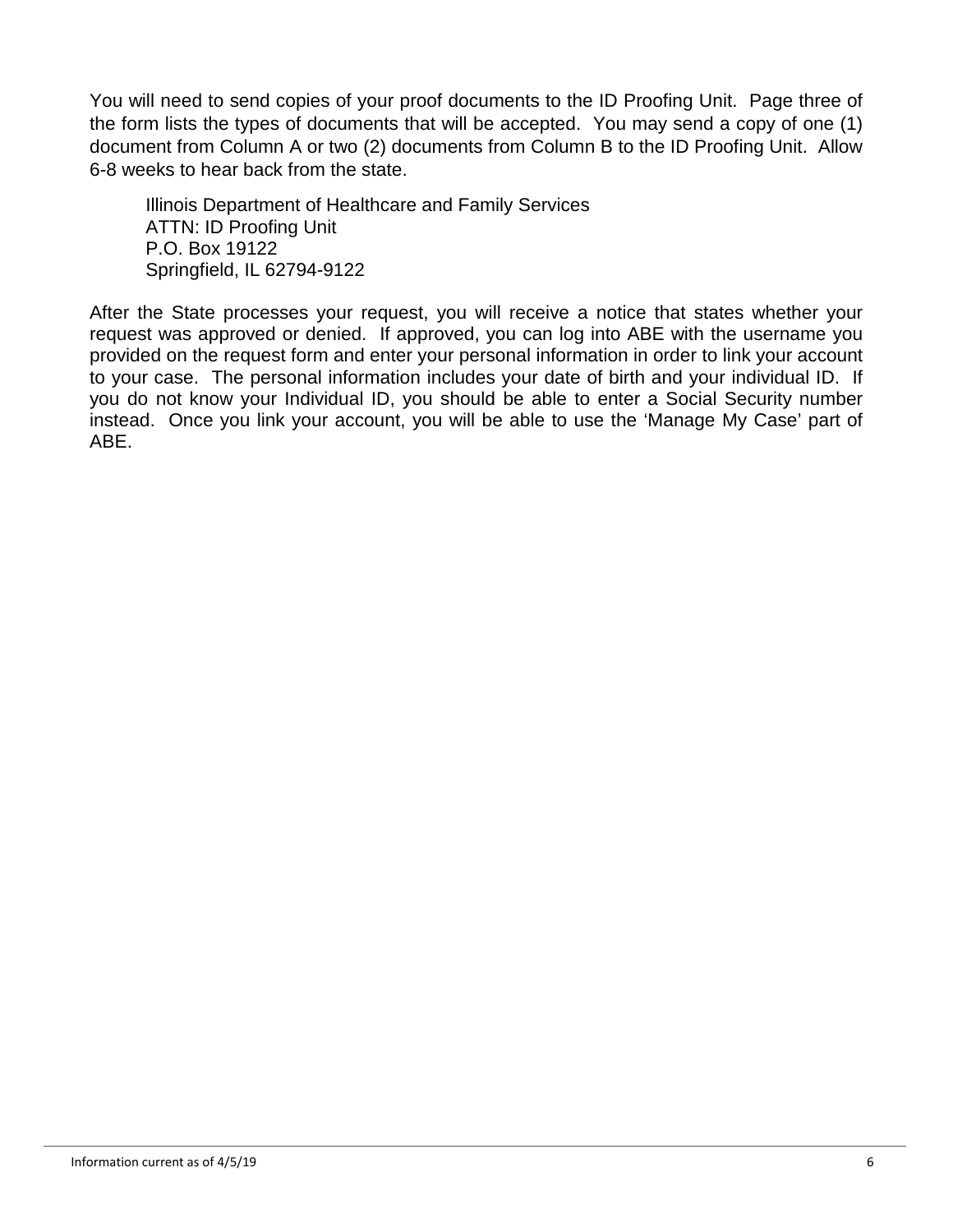You will need to send copies of your proof documents to the ID Proofing Unit. Page three of the form lists the types of documents that will be accepted. You may send a copy of one (1) document from Column A or two (2) documents from Column B to the ID Proofing Unit. Allow 6-8 weeks to hear back from the state.

> Illinois Department of Healthcare and Family Services
> ATTN: ID Proofing Unit
> P.O. Box 19122
> Springfield, IL 62794-9122

After the State processes your request, you will receive a notice that states whether your request was approved or denied. If approved, you can log into ABE with the username you provided on the request form and enter your personal information in order to link your account to your case. The personal information includes your date of birth and your individual ID. If you do not know your Individual ID, you should be able to enter a Social Security number instead. Once you link your account, you will be able to use the 'Manage My Case' part of ABE.